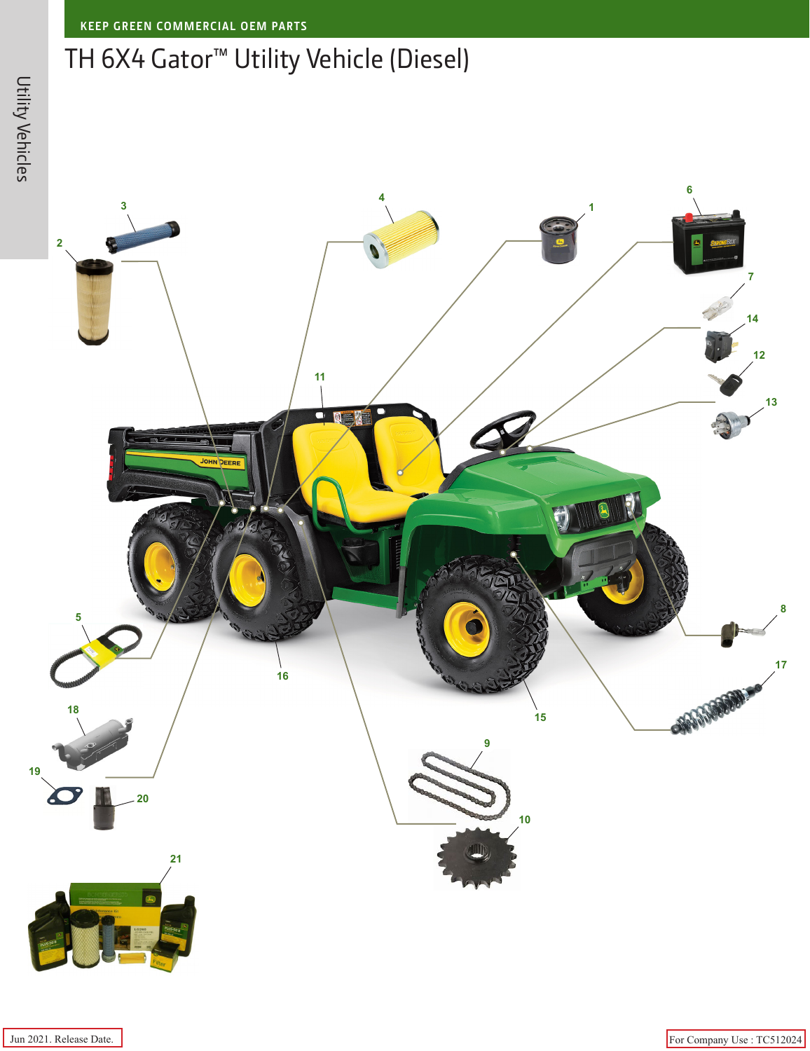KEEP GREEN COMMERCIAL OEM PARTS

# TH 6X4 Gator™ Utility Vehicle (Diesel)

Utility Vehicles

3
2
4
1
6
7
14
12
13
11
8
17
5
16
15
18
9
19
20
10
21

Jun 2021. Release Date.

For Company Use : TC512024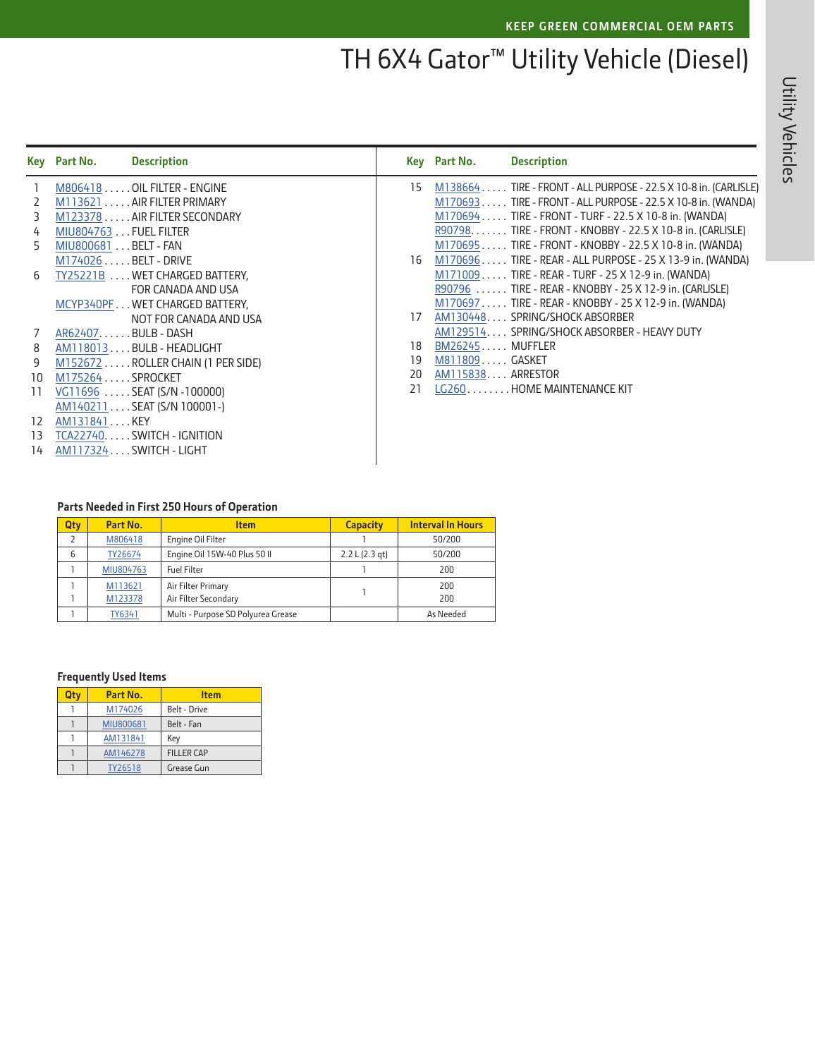# TH 6X4 Gator™ Utility Vehicle (Diesel)

| Key | Part No. | Description |
|---|---|---|
| 1 | M806418 | OIL FILTER - ENGINE |
| 2 | M113621 | AIR FILTER PRIMARY |
| 3 | M123378 | AIR FILTER SECONDARY |
| 4 | MIU804763 | FUEL FILTER |
| 5 | MIU800681 | BELT - FAN |
| | M174026 | BELT - DRIVE |
| 6 | TY25221B | WET CHARGED BATTERY, FOR CANADA AND USA |
| | MCYP340PF | WET CHARGED BATTERY, NOT FOR CANADA AND USA |
| 7 | AR62407 | BULB - DASH |
| 8 | AM118013 | BULB - HEADLIGHT |
| 9 | M152672 | ROLLER CHAIN (1 PER SIDE) |
| 10 | M175264 | SPROCKET |
| 11 | VG11696 | SEAT (S/N -100000) |
| | AM140211 | SEAT (S/N 100001-) |
| 12 | AM131841 | KEY |
| 13 | TCA22740 | SWITCH - IGNITION |
| 14 | AM117324 | SWITCH - LIGHT |
| 15 | M138664 | TIRE - FRONT - ALL PURPOSE - 22.5 X 10-8 in. (CARLISLE) |
| | M170693 | TIRE - FRONT - ALL PURPOSE - 22.5 X 10-8 in. (WANDA) |
| | M170694 | TIRE - FRONT - TURF - 22.5 X 10-8 in. (WANDA) |
| | R90798 | TIRE - FRONT - KNOBBY - 22.5 X 10-8 in. (CARLISLE) |
| | M170695 | TIRE - FRONT - KNOBBY - 22.5 X 10-8 in. (WANDA) |
| 16 | M170696 | TIRE - REAR - ALL PURPOSE - 25 X 13-9 in. (WANDA) |
| | M171009 | TIRE - REAR - TURF - 25 X 12-9 in. (WANDA) |
| | R90796 | TIRE - REAR - KNOBBY - 25 X 12-9 in. (CARLISLE) |
| | M170697 | TIRE - REAR - KNOBBY - 25 X 12-9 in. (WANDA) |
| 17 | AM130448 | SPRING/SHOCK ABSORBER |
| | AM129514 | SPRING/SHOCK ABSORBER - HEAVY DUTY |
| 18 | BM26245 | MUFFLER |
| 19 | M811809 | GASKET |
| 20 | AM115838 | ARRESTOR |
| 21 | LG260 | HOME MAINTENANCE KIT |

**Parts Needed in First 250 Hours of Operation**

| Qty | Part No. | Item | Capacity | Interval In Hours |
|---|---|---|---|---|
| 2 | M806418 | Engine Oil Filter | 1 | 50/200 |
| 6 | TY26674 | Engine Oil 15W-40 Plus 50 II | 2.2 L (2.3 qt) | 50/200 |
| 1 | MIU804763 | Fuel Filter | 1 | 200 |
| 1 | M113621 | Air Filter Primary | 1 | 200 |
| 1 | M123378 | Air Filter Secondary | | 200 |
| 1 | TY6341 | Multi - Purpose SD Polyurea Grease | | As Needed |

**Frequently Used Items**

| Qty | Part No. | Item |
|---|---|---|
| 1 | M174026 | Belt - Drive |
| 1 | MIU800681 | Belt - Fan |
| 1 | AM131841 | Key |
| 1 | AM146278 | FILLER CAP |
| 1 | TY26518 | Grease Gun |